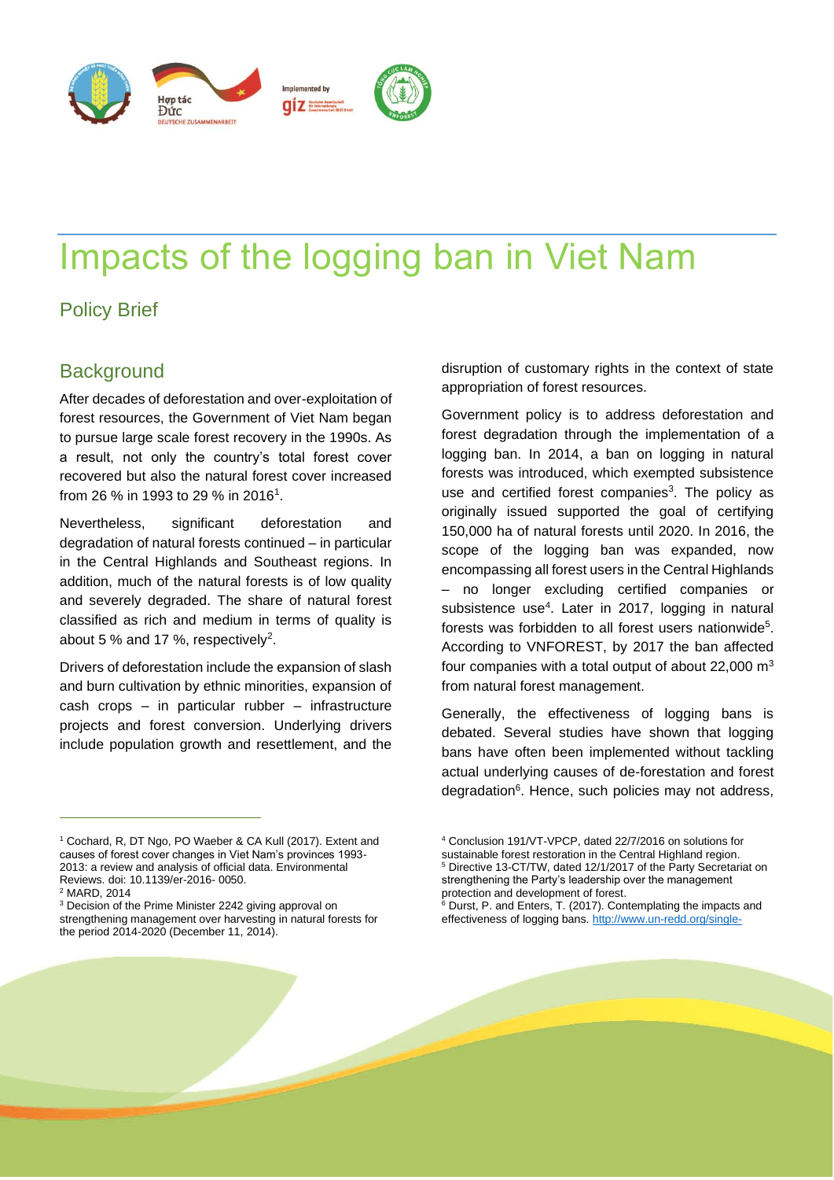# Impacts of the logging ban in Viet Nam

## Policy Brief

## Background

After decades of deforestation and over-exploitation of forest resources, the Government of Viet Nam began to pursue large scale forest recovery in the 1990s. As a result, not only the country's total forest cover recovered but also the natural forest cover increased from 26 % in 1993 to 29 % in 2016[1].

Nevertheless, significant deforestation and degradation of natural forests continued – in particular in the Central Highlands and Southeast regions. In addition, much of the natural forests is of low quality and severely degraded. The share of natural forest classified as rich and medium in terms of quality is about 5 % and 17 %, respectively[2].

Drivers of deforestation include the expansion of slash and burn cultivation by ethnic minorities, expansion of cash crops – in particular rubber – infrastructure projects and forest conversion. Underlying drivers include population growth and resettlement, and the disruption of customary rights in the context of state appropriation of forest resources.

Government policy is to address deforestation and forest degradation through the implementation of a logging ban. In 2014, a ban on logging in natural forests was introduced, which exempted subsistence use and certified forest companies[3]. The policy as originally issued supported the goal of certifying 150,000 ha of natural forests until 2020. In 2016, the scope of the logging ban was expanded, now encompassing all forest users in the Central Highlands – no longer excluding certified companies or subsistence use[4]. Later in 2017, logging in natural forests was forbidden to all forest users nationwide[5]. According to VNFOREST, by 2017 the ban affected four companies with a total output of about 22,000 m$^3$ from natural forest management.

Generally, the effectiveness of logging bans is debated. Several studies have shown that logging bans have often been implemented without tackling actual underlying causes of de-forestation and forest degradation[6]. Hence, such policies may not address,

---

[1] Cochard, R, DT Ngo, PO Waeber & CA Kull (2017). Extent and causes of forest cover changes in Viet Nam's provinces 1993-2013: a review and analysis of official data. Environmental Reviews. doi: 10.1139/er-2016- 0050.

[2] MARD, 2014

[3] Decision of the Prime Minister 2242 giving approval on strengthening management over harvesting in natural forests for the period 2014-2020 (December 11, 2014).

[4] Conclusion 191/VT-VPCP, dated 22/7/2016 on solutions for sustainable forest restoration in the Central Highland region.

[5] Directive 13-CT/TW, dated 12/1/2017 of the Party Secretariat on strengthening the Party's leadership over the management protection and development of forest.

[6] Durst, P. and Enters, T. (2017). Contemplating the impacts and effectiveness of logging bans. http://www.un-redd.org/single-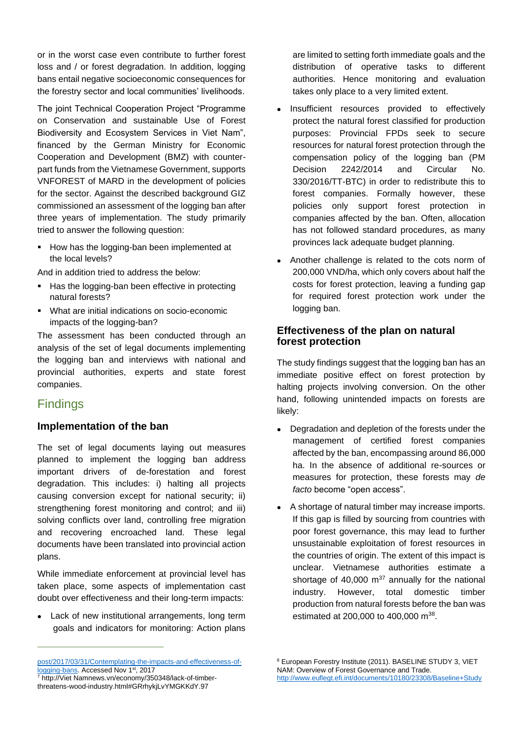or in the worst case even contribute to further forest loss and / or forest degradation. In addition, logging bans entail negative socioeconomic consequences for the forestry sector and local communities' livelihoods.

The joint Technical Cooperation Project "Programme on Conservation and sustainable Use of Forest Biodiversity and Ecosystem Services in Viet Nam", financed by the German Ministry for Economic Cooperation and Development (BMZ) with counterpart funds from the Vietnamese Government, supports VNFOREST of MARD in the development of policies for the sector. Against the described background GIZ commissioned an assessment of the logging ban after three years of implementation. The study primarily tried to answer the following question:

- How has the logging-ban been implemented at the local levels?

And in addition tried to address the below:

- Has the logging-ban been effective in protecting natural forests?
- What are initial indications on socio-economic impacts of the logging-ban?

The assessment has been conducted through an analysis of the set of legal documents implementing the logging ban and interviews with national and provincial authorities, experts and state forest companies.

## Findings

### Implementation of the ban

The set of legal documents laying out measures planned to implement the logging ban address important drivers of de-forestation and forest degradation. This includes: i) halting all projects causing conversion except for national security; ii) strengthening forest monitoring and control; and iii) solving conflicts over land, controlling free migration and recovering encroached land. These legal documents have been translated into provincial action plans.

While immediate enforcement at provincial level has taken place, some aspects of implementation cast doubt over effectiveness and their long-term impacts:

- Lack of new institutional arrangements, long term goals and indicators for monitoring: Action plans are limited to setting forth immediate goals and the distribution of operative tasks to different authorities. Hence monitoring and evaluation takes only place to a very limited extent.
- Insufficient resources provided to effectively protect the natural forest classified for production purposes: Provincial FPDs seek to secure resources for natural forest protection through the compensation policy of the logging ban (PM Decision 2242/2014 and Circular No. 330/2016/TT-BTC) in order to redistribute this to forest companies. Formally however, these policies only support forest protection in companies affected by the ban. Often, allocation has not followed standard procedures, as many provinces lack adequate budget planning.
- Another challenge is related to the cots norm of 200,000 VND/ha, which only covers about half the costs for forest protection, leaving a funding gap for required forest protection work under the logging ban.

### Effectiveness of the plan on natural forest protection

The study findings suggest that the logging ban has an immediate positive effect on forest protection by halting projects involving conversion. On the other hand, following unintended impacts on forests are likely:

- Degradation and depletion of the forests under the management of certified forest companies affected by the ban, encompassing around 86,000 ha. In the absence of additional re-sources or measures for protection, these forests may *de facto* become "open access".
- A shortage of natural timber may increase imports. If this gap is filled by sourcing from countries with poor forest governance, this may lead to further unsustainable exploitation of forest resources in the countries of origin. The extent of this impact is unclear. Vietnamese authorities estimate a shortage of 40,000 m$^3$[7] annually for the national industry. However, total domestic timber production from natural forests before the ban was estimated at 200,000 to 400,000 m$^3$[8].

---

post/2017/03/31/Contemplating-the-impacts-and-effectiveness-of-logging-bans. Accessed Nov 1st, 2017

[7] http://Viet Namnews.vn/economy/350348/lack-of-timber-threatens-wood-industry.html#GRrhykjLvYMGKKdY.97

[8] European Forestry Institute (2011). BASELINE STUDY 3, VIET NAM: Overview of Forest Governance and Trade. http://www.euflegt.efi.int/documents/10180/23308/Baseline+Study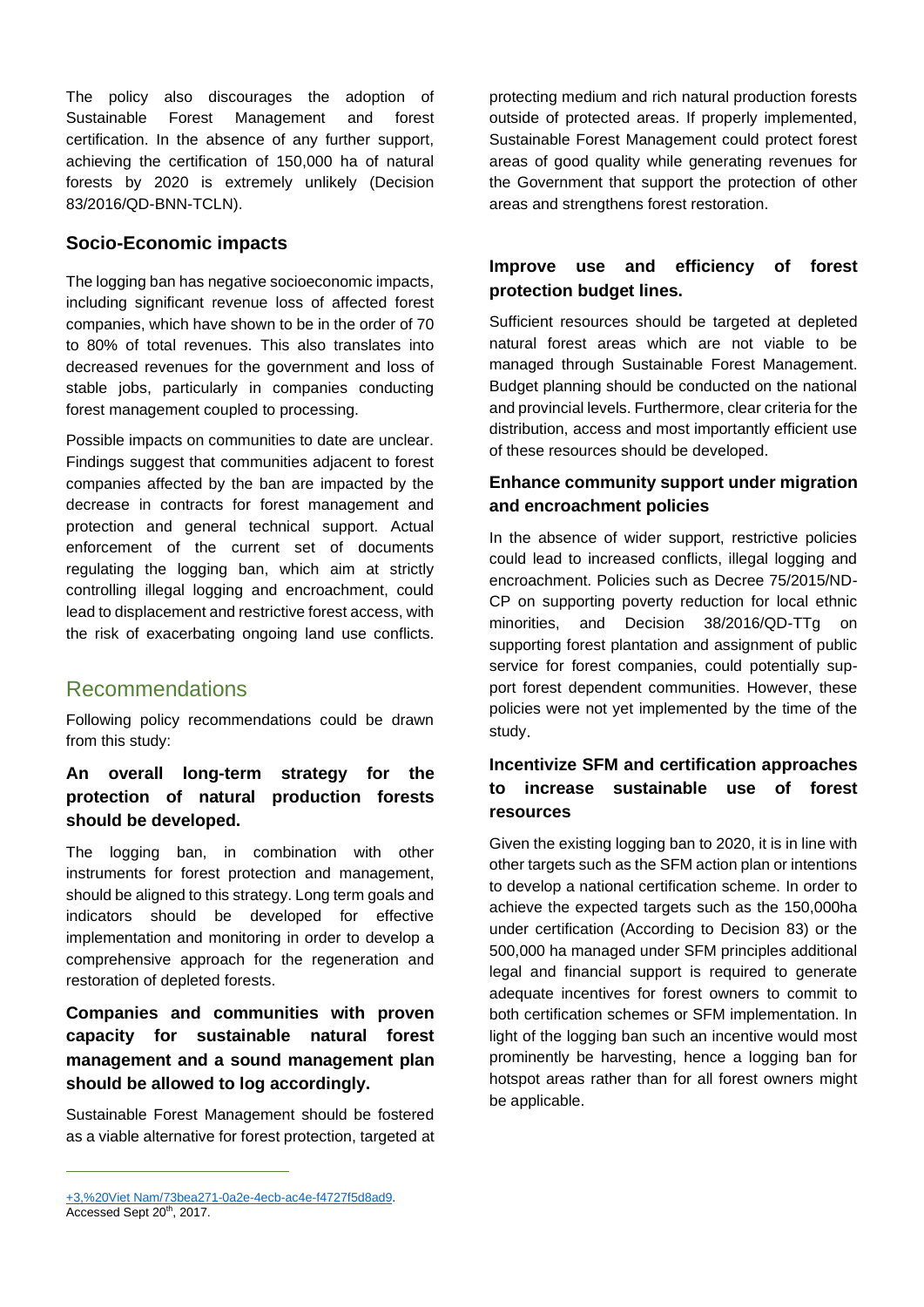The policy also discourages the adoption of Sustainable Forest Management and forest certification. In the absence of any further support, achieving the certification of 150,000 ha of natural forests by 2020 is extremely unlikely (Decision 83/2016/QD-BNN-TCLN).

### Socio-Economic impacts

The logging ban has negative socioeconomic impacts, including significant revenue loss of affected forest companies, which have shown to be in the order of 70 to 80% of total revenues. This also translates into decreased revenues for the government and loss of stable jobs, particularly in companies conducting forest management coupled to processing.

Possible impacts on communities to date are unclear. Findings suggest that communities adjacent to forest companies affected by the ban are impacted by the decrease in contracts for forest management and protection and general technical support. Actual enforcement of the current set of documents regulating the logging ban, which aim at strictly controlling illegal logging and encroachment, could lead to displacement and restrictive forest access, with the risk of exacerbating ongoing land use conflicts.

## Recommendations

Following policy recommendations could be drawn from this study:

### An overall long-term strategy for the protection of natural production forests should be developed.

The logging ban, in combination with other instruments for forest protection and management, should be aligned to this strategy. Long term goals and indicators should be developed for effective implementation and monitoring in order to develop a comprehensive approach for the regeneration and restoration of depleted forests.

### Companies and communities with proven capacity for sustainable natural forest management and a sound management plan should be allowed to log accordingly.

Sustainable Forest Management should be fostered as a viable alternative for forest protection, targeted at protecting medium and rich natural production forests outside of protected areas. If properly implemented, Sustainable Forest Management could protect forest areas of good quality while generating revenues for the Government that support the protection of other areas and strengthens forest restoration.

### Improve use and efficiency of forest protection budget lines.

Sufficient resources should be targeted at depleted natural forest areas which are not viable to be managed through Sustainable Forest Management. Budget planning should be conducted on the national and provincial levels. Furthermore, clear criteria for the distribution, access and most importantly efficient use of these resources should be developed.

### Enhance community support under migration and encroachment policies

In the absence of wider support, restrictive policies could lead to increased conflicts, illegal logging and encroachment. Policies such as Decree 75/2015/ND-CP on supporting poverty reduction for local ethnic minorities, and Decision 38/2016/QD-TTg on supporting forest plantation and assignment of public service for forest companies, could potentially support forest dependent communities. However, these policies were not yet implemented by the time of the study.

### Incentivize SFM and certification approaches to increase sustainable use of forest resources

Given the existing logging ban to 2020, it is in line with other targets such as the SFM action plan or intentions to develop a national certification scheme. In order to achieve the expected targets such as the 150,000ha under certification (According to Decision 83) or the 500,000 ha managed under SFM principles additional legal and financial support is required to generate adequate incentives for forest owners to commit to both certification schemes or SFM implementation. In light of the logging ban such an incentive would most prominently be harvesting, hence a logging ban for hotspot areas rather than for all forest owners might be applicable.

---

+3,%20Viet Nam/73bea271-0a2e-4ecb-ac4e-f4727f5d8ad9. Accessed Sept 20th, 2017.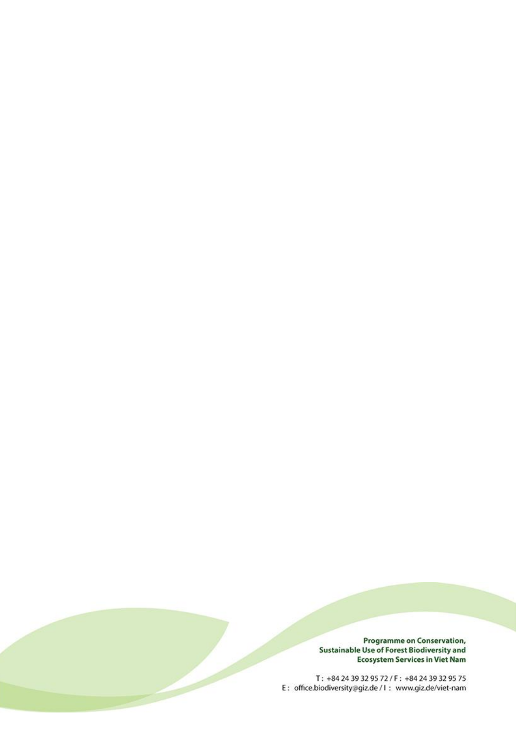**Programme on Conservation,
Sustainable Use of Forest Biodiversity and
Ecosystem Services in Viet Nam**

T : +84 24 39 32 95 72 / F : +84 24 39 32 95 75
E : office.biodiversity@giz.de / I : www.giz.de/viet-nam